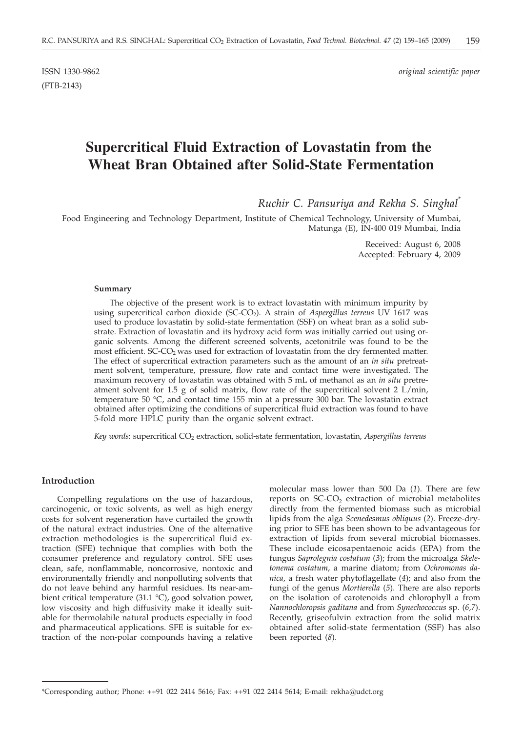ISSN 1330-9862 (FTB-2143)

*original scientific paper*

# Supercritical Fluid Extraction of Lovastatin from the Wheat Bran Obtained after Solid-State Fermentation

*Ruchir C. Pansuriya and Rekha S. Singhal\**

Food Engineering and Technology Department, Institute of Chemical Technology, University of Mumbai, Matunga (E), IN-400 019 Mumbai, India

Received: August 6, 2008
Accepted: February 4, 2009

#### Summary

The objective of the present work is to extract lovastatin with minimum impurity by using supercritical carbon dioxide (SC-$CO_2$). A strain of *Aspergillus terreus* UV 1617 was used to produce lovastatin by solid-state fermentation (SSF) on wheat bran as a solid substrate. Extraction of lovastatin and its hydroxy acid form was initially carried out using organic solvents. Among the different screened solvents, acetonitrile was found to be the most efficient. SC-$CO_2$ was used for extraction of lovastatin from the dry fermented matter. The effect of supercritical extraction parameters such as the amount of an *in situ* pretreatment solvent, temperature, pressure, flow rate and contact time were investigated. The maximum recovery of lovastatin was obtained with 5 mL of methanol as an *in situ* pretreatment solvent for 1.5 g of solid matrix, flow rate of the supercritical solvent 2 L/min, temperature 50 °C, and contact time 155 min at a pressure 300 bar. The lovastatin extract obtained after optimizing the conditions of supercritical fluid extraction was found to have 5-fold more HPLC purity than the organic solvent extract.

*Key words*: supercritical $CO_2$ extraction, solid-state fermentation, lovastatin, *Aspergillus terreus*

## Introduction

Compelling regulations on the use of hazardous, carcinogenic, or toxic solvents, as well as high energy costs for solvent regeneration have curtailed the growth of the natural extract industries. One of the alternative extraction methodologies is the supercritical fluid extraction (SFE) technique that complies with both the consumer preference and regulatory control. SFE uses clean, safe, nonflammable, noncorrosive, nontoxic and environmentally friendly and nonpolluting solvents that do not leave behind any harmful residues. Its near-ambient critical temperature (31.1 °C), good solvation power, low viscosity and high diffusivity make it ideally suitable for thermolabile natural products especially in food and pharmaceutical applications. SFE is suitable for extraction of the non-polar compounds having a relative molecular mass lower than 500 Da (*1*). There are few reports on SC-$CO_2$ extraction of microbial metabolites directly from the fermented biomass such as microbial lipids from the alga *Scenedesmus obliquus* (*2*). Freeze-drying prior to SFE has been shown to be advantageous for extraction of lipids from several microbial biomasses. These include eicosapentaenoic acids (EPA) from the fungus *Saprolegnia costatum* (*3*); from the microalga *Skeletonema costatum*, a marine diatom; from *Ochromonas danica*, a fresh water phytoflagellate (*4*); and also from the fungi of the genus *Mortierella* (*5*). There are also reports on the isolation of carotenoids and chlorophyll a from *Nannochloropsis gaditana* and from *Synechococcus* sp. (*6,7*). Recently, griseofulvin extraction from the solid matrix obtained after solid-state fermentation (SSF) has also been reported (*8*).

\*Corresponding author; Phone: ++91 022 2414 5616; Fax: ++91 022 2414 5614; E-mail: rekha@udct.org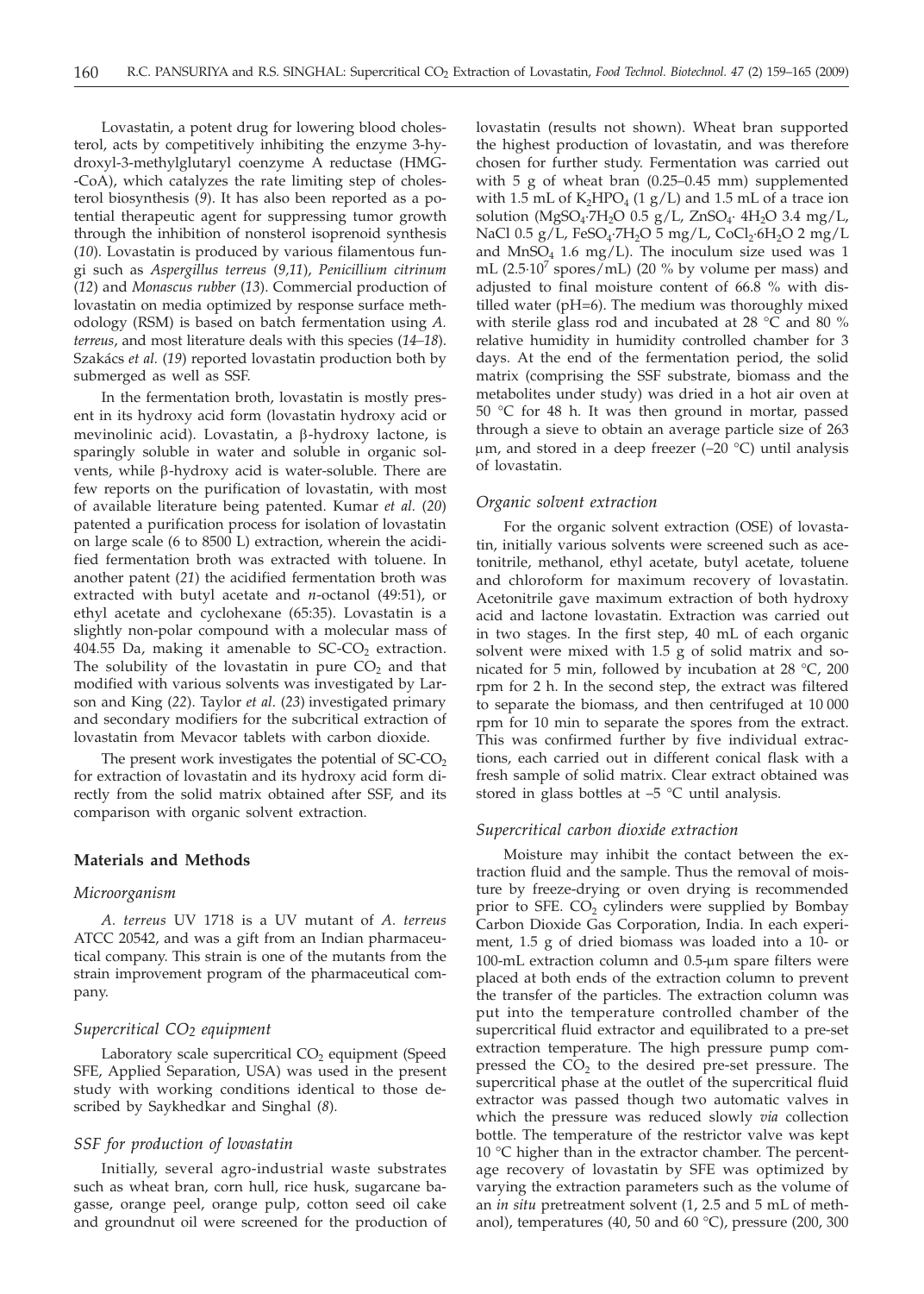Lovastatin, a potent drug for lowering blood cholesterol, acts by competitively inhibiting the enzyme 3-hydroxyl-3-methylglutaryl coenzyme A reductase (HMG-CoA), which catalyzes the rate limiting step of cholesterol biosynthesis (*9*). It has also been reported as a potential therapeutic agent for suppressing tumor growth through the inhibition of nonsterol isoprenoid synthesis (*10*). Lovastatin is produced by various filamentous fungi such as *Aspergillus terreus* (*9,11*), *Penicillium citrinum* (*12*) and *Monascus rubber* (*13*). Commercial production of lovastatin on media optimized by response surface methodology (RSM) is based on batch fermentation using *A. terreus*, and most literature deals with this species (*14–18*). Szakács *et al.* (*19*) reported lovastatin production both by submerged as well as SSF.

In the fermentation broth, lovastatin is mostly present in its hydroxy acid form (lovastatin hydroxy acid or mevinolinic acid). Lovastatin, a β-hydroxy lactone, is sparingly soluble in water and soluble in organic solvents, while β-hydroxy acid is water-soluble. There are few reports on the purification of lovastatin, with most of available literature being patented. Kumar *et al.* (*20*) patented a purification process for isolation of lovastatin on large scale (6 to 8500 L) extraction, wherein the acidified fermentation broth was extracted with toluene. In another patent (*21*) the acidified fermentation broth was extracted with butyl acetate and *n*-octanol (49:51), or ethyl acetate and cyclohexane (65:35). Lovastatin is a slightly non-polar compound with a molecular mass of 404.55 Da, making it amenable to SC-$CO_2$ extraction. The solubility of the lovastatin in pure $CO_2$ and that modified with various solvents was investigated by Larson and King (*22*). Taylor *et al*. (*23*) investigated primary and secondary modifiers for the subcritical extraction of lovastatin from Mevacor tablets with carbon dioxide.

The present work investigates the potential of SC-$CO_2$ for extraction of lovastatin and its hydroxy acid form directly from the solid matrix obtained after SSF, and its comparison with organic solvent extraction.

## Materials and Methods

### Microorganism

*A. terreus* UV 1718 is a UV mutant of *A. terreus* ATCC 20542, and was a gift from an Indian pharmaceutical company. This strain is one of the mutants from the strain improvement program of the pharmaceutical company.

### Supercritical $CO_2$ equipment

Laboratory scale supercritical $CO_2$ equipment (Speed SFE, Applied Separation, USA) was used in the present study with working conditions identical to those described by Saykhedkar and Singhal (*8*).

### SSF for production of lovastatin

Initially, several agro-industrial waste substrates such as wheat bran, corn hull, rice husk, sugarcane bagasse, orange peel, orange pulp, cotton seed oil cake and groundnut oil were screened for the production of lovastatin (results not shown). Wheat bran supported the highest production of lovastatin, and was therefore chosen for further study. Fermentation was carried out with 5 g of wheat bran (0.25–0.45 mm) supplemented with 1.5 mL of $K_2HPO_4$ (1 g/L) and 1.5 mL of a trace ion solution ($MgSO_4 \cdot 7H_2O$ 0.5 g/L, $ZnSO_4 \cdot 4H_2O$ 3.4 mg/L, NaCl 0.5 g/L, $FeSO_4 \cdot 7H_2O$ 5 mg/L, $CoCl_2 \cdot 6H_2O$ 2 mg/L and $MnSO_4$ 1.6 mg/L). The inoculum size used was 1 mL ($2.5 \cdot 10^7$ spores/mL) (20 % by volume per mass) and adjusted to final moisture content of 66.8 % with distilled water (pH=6). The medium was thoroughly mixed with sterile glass rod and incubated at 28 °C and 80 % relative humidity in humidity controlled chamber for 3 days. At the end of the fermentation period, the solid matrix (comprising the SSF substrate, biomass and the metabolites under study) was dried in a hot air oven at 50 °C for 48 h. It was then ground in mortar, passed through a sieve to obtain an average particle size of 263 μm, and stored in a deep freezer (–20 °C) until analysis of lovastatin.

### Organic solvent extraction

For the organic solvent extraction (OSE) of lovastatin, initially various solvents were screened such as acetonitrile, methanol, ethyl acetate, butyl acetate, toluene and chloroform for maximum recovery of lovastatin. Acetonitrile gave maximum extraction of both hydroxy acid and lactone lovastatin. Extraction was carried out in two stages. In the first step, 40 mL of each organic solvent were mixed with 1.5 g of solid matrix and sonicated for 5 min, followed by incubation at 28 °C, 200 rpm for 2 h. In the second step, the extract was filtered to separate the biomass, and then centrifuged at 10 000 rpm for 10 min to separate the spores from the extract. This was confirmed further by five individual extractions, each carried out in different conical flask with a fresh sample of solid matrix. Clear extract obtained was stored in glass bottles at –5 °C until analysis.

### Supercritical carbon dioxide extraction

Moisture may inhibit the contact between the extraction fluid and the sample. Thus the removal of moisture by freeze-drying or oven drying is recommended prior to SFE. $CO_2$ cylinders were supplied by Bombay Carbon Dioxide Gas Corporation, India. In each experiment, 1.5 g of dried biomass was loaded into a 10- or 100-mL extraction column and 0.5-μm spare filters were placed at both ends of the extraction column to prevent the transfer of the particles. The extraction column was put into the temperature controlled chamber of the supercritical fluid extractor and equilibrated to a pre-set extraction temperature. The high pressure pump compressed the $CO_2$ to the desired pre-set pressure. The supercritical phase at the outlet of the supercritical fluid extractor was passed though two automatic valves in which the pressure was reduced slowly *via* collection bottle. The temperature of the restrictor valve was kept 10 °C higher than in the extractor chamber. The percentage recovery of lovastatin by SFE was optimized by varying the extraction parameters such as the volume of an *in situ* pretreatment solvent (1, 2.5 and 5 mL of methanol), temperatures (40, 50 and 60 °C), pressure (200, 300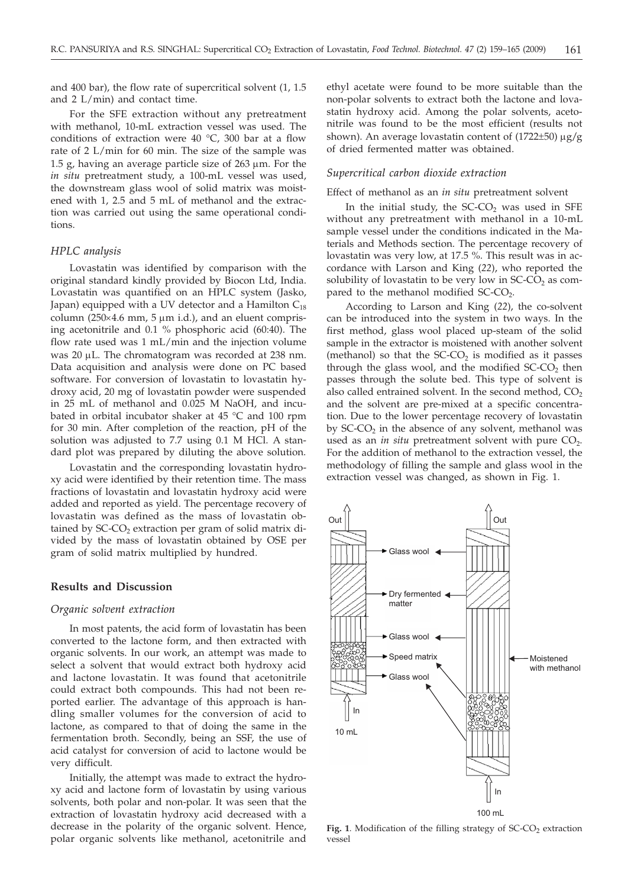and 400 bar), the flow rate of supercritical solvent (1, 1.5 and 2 L/min) and contact time.

For the SFE extraction without any pretreatment with methanol, 10-mL extraction vessel was used. The conditions of extraction were 40 °C, 300 bar at a flow rate of 2 L/min for 60 min. The size of the sample was 1.5 g, having an average particle size of 263 μm. For the *in situ* pretreatment study, a 100-mL vessel was used, the downstream glass wool of solid matrix was moistened with 1, 2.5 and 5 mL of methanol and the extraction was carried out using the same operational conditions.

### *HPLC analysis*

Lovastatin was identified by comparison with the original standard kindly provided by Biocon Ltd, India. Lovastatin was quantified on an HPLC system (Jasko, Japan) equipped with a UV detector and a Hamilton $C_{18}$ column (250×4.6 mm, 5 μm i.d.), and an eluent comprising acetonitrile and 0.1 % phosphoric acid (60:40). The flow rate used was 1 mL/min and the injection volume was 20 μL. The chromatogram was recorded at 238 nm. Data acquisition and analysis were done on PC based software. For conversion of lovastatin to lovastatin hydroxy acid, 20 mg of lovastatin powder were suspended in 25 mL of methanol and 0.025 M NaOH, and incubated in orbital incubator shaker at 45 °C and 100 rpm for 30 min. After completion of the reaction, pH of the solution was adjusted to 7.7 using 0.1 M HCl. A standard plot was prepared by diluting the above solution.

Lovastatin and the corresponding lovastatin hydroxy acid were identified by their retention time. The mass fractions of lovastatin and lovastatin hydroxy acid were added and reported as yield. The percentage recovery of lovastatin was defined as the mass of lovastatin obtained by SC-$CO_2$ extraction per gram of solid matrix divided by the mass of lovastatin obtained by OSE per gram of solid matrix multiplied by hundred.

## Results and Discussion

### *Organic solvent extraction*

In most patents, the acid form of lovastatin has been converted to the lactone form, and then extracted with organic solvents. In our work, an attempt was made to select a solvent that would extract both hydroxy acid and lactone lovastatin. It was found that acetonitrile could extract both compounds. This had not been reported earlier. The advantage of this approach is handling smaller volumes for the conversion of acid to lactone, as compared to that of doing the same in the fermentation broth. Secondly, being an SSF, the use of acid catalyst for conversion of acid to lactone would be very difficult.

Initially, the attempt was made to extract the hydroxy acid and lactone form of lovastatin by using various solvents, both polar and non-polar. It was seen that the extraction of lovastatin hydroxy acid decreased with a decrease in the polarity of the organic solvent. Hence, polar organic solvents like methanol, acetonitrile and ethyl acetate were found to be more suitable than the non-polar solvents to extract both the lactone and lovastatin hydroxy acid. Among the polar solvents, acetonitrile was found to be the most efficient (results not shown). An average lovastatin content of (1722±50) μg/g of dried fermented matter was obtained.

### *Supercritical carbon dioxide extraction*

Effect of methanol as an *in situ* pretreatment solvent

In the initial study, the SC-$CO_2$ was used in SFE without any pretreatment with methanol in a 10-mL sample vessel under the conditions indicated in the Materials and Methods section. The percentage recovery of lovastatin was very low, at 17.5 %. This result was in accordance with Larson and King (*22*), who reported the solubility of lovastatin to be very low in SC-$CO_2$ as compared to the methanol modified SC-$CO_2$.

According to Larson and King (*22*), the co-solvent can be introduced into the system in two ways. In the first method, glass wool placed up-steam of the solid sample in the extractor is moistened with another solvent (methanol) so that the SC-$CO_2$ is modified as it passes through the glass wool, and the modified SC-$CO_2$ then passes through the solute bed. This type of solvent is also called entrained solvent. In the second method, $CO_2$ and the solvent are pre-mixed at a specific concentration. Due to the lower percentage recovery of lovastatin by SC-$CO_2$ in the absence of any solvent, methanol was used as an *in situ* pretreatment solvent with pure $CO_2$. For the addition of methanol to the extraction vessel, the methodology of filling the sample and glass wool in the extraction vessel was changed, as shown in Fig. 1.

**Fig. 1**. Modification of the filling strategy of SC-$CO_2$ extraction vessel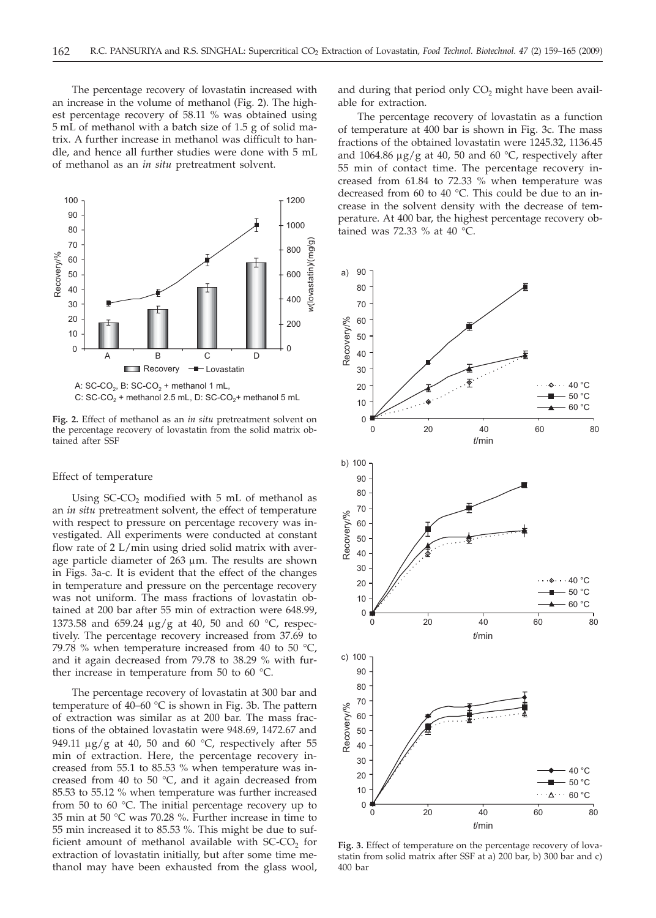The percentage recovery of lovastatin increased with an increase in the volume of methanol (Fig. 2). The highest percentage recovery of 58.11 % was obtained using 5 mL of methanol with a batch size of 1.5 g of solid matrix. A further increase in methanol was difficult to handle, and hence all further studies were done with 5 mL of methanol as an *in situ* pretreatment solvent.

A: $SC\text{-}CO_2$, B: $SC\text{-}CO_2$ + methanol 1 mL, C: $SC\text{-}CO_2$ + methanol 2.5 mL, D: $SC\text{-}CO_2$+ methanol 5 mL

**Fig. 2.** Effect of methanol as an *in situ* pretreatment solvent on the percentage recovery of lovastatin from the solid matrix obtained after SSF

### Effect of temperature

Using $SC\text{-}CO_2$ modified with 5 mL of methanol as an *in situ* pretreatment solvent, the effect of temperature with respect to pressure on percentage recovery was investigated. All experiments were conducted at constant flow rate of 2 L/min using dried solid matrix with average particle diameter of 263 μm. The results are shown in Figs. 3a-c. It is evident that the effect of the changes in temperature and pressure on the percentage recovery was not uniform. The mass fractions of lovastatin obtained at 200 bar after 55 min of extraction were 648.99, 1373.58 and 659.24 μg/g at 40, 50 and 60 °C, respectively. The percentage recovery increased from 37.69 to 79.78 % when temperature increased from 40 to 50 °C, and it again decreased from 79.78 to 38.29 % with further increase in temperature from 50 to 60 °C.

The percentage recovery of lovastatin at 300 bar and temperature of 40–60 °C is shown in Fig. 3b. The pattern of extraction was similar as at 200 bar. The mass fractions of the obtained lovastatin were 948.69, 1472.67 and 949.11 μg/g at 40, 50 and 60 °C, respectively after 55 min of extraction. Here, the percentage recovery increased from 55.1 to 85.53 % when temperature was increased from 40 to 50 °C, and it again decreased from 85.53 to 55.12 % when temperature was further increased from 50 to 60 °C. The initial percentage recovery up to 35 min at 50 °C was 70.28 %. Further increase in time to 55 min increased it to 85.53 %. This might be due to sufficient amount of methanol available with $SC\text{-}CO_2$ for extraction of lovastatin initially, but after some time methanol may have been exhausted from the glass wool, and during that period only $CO_2$ might have been available for extraction.

The percentage recovery of lovastatin as a function of temperature at 400 bar is shown in Fig. 3c. The mass fractions of the obtained lovastatin were 1245.32, 1136.45 and 1064.86 μg/g at 40, 50 and 60 °C, respectively after 55 min of contact time. The percentage recovery increased from 61.84 to 72.33 % when temperature was decreased from 60 to 40 °C. This could be due to an increase in the solvent density with the decrease of temperature. At 400 bar, the highest percentage recovery obtained was 72.33 % at 40 °C.

**Fig. 3.** Effect of temperature on the percentage recovery of lovastatin from solid matrix after SSF at a) 200 bar, b) 300 bar and c) 400 bar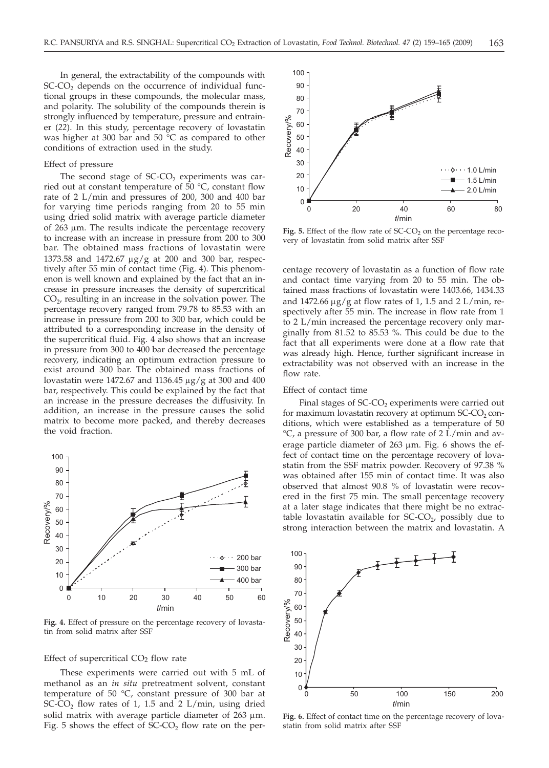In general, the extractability of the compounds with SC-$CO_2$ depends on the occurrence of individual functional groups in these compounds, the molecular mass, and polarity. The solubility of the compounds therein is strongly influenced by temperature, pressure and entrainer (22). In this study, percentage recovery of lovastatin was higher at 300 bar and 50 °C as compared to other conditions of extraction used in the study.

### Effect of pressure

The second stage of SC-$CO_2$ experiments was carried out at constant temperature of 50 °C, constant flow rate of 2 L/min and pressures of 200, 300 and 400 bar for varying time periods ranging from 20 to 55 min using dried solid matrix with average particle diameter of 263 μm. The results indicate the percentage recovery to increase with an increase in pressure from 200 to 300 bar. The obtained mass fractions of lovastatin were 1373.58 and 1472.67 μg/g at 200 and 300 bar, respectively after 55 min of contact time (Fig. 4). This phenomenon is well known and explained by the fact that an increase in pressure increases the density of supercritical $CO_2$, resulting in an increase in the solvation power. The percentage recovery ranged from 79.78 to 85.53 with an increase in pressure from 200 to 300 bar, which could be attributed to a corresponding increase in the density of the supercritical fluid. Fig. 4 also shows that an increase in pressure from 300 to 400 bar decreased the percentage recovery, indicating an optimum extraction pressure to exist around 300 bar. The obtained mass fractions of lovastatin were 1472.67 and 1136.45 μg/g at 300 and 400 bar, respectively. This could be explained by the fact that an increase in the pressure decreases the diffusivity. In addition, an increase in the pressure causes the solid matrix to become more packed, and thereby decreases the void fraction.

**Fig. 4.** Effect of pressure on the percentage recovery of lovastatin from solid matrix after SSF

### Effect of supercritical $CO_2$ flow rate

These experiments were carried out with 5 mL of methanol as an *in situ* pretreatment solvent, constant temperature of 50 °C, constant pressure of 300 bar at SC-$CO_2$ flow rates of 1, 1.5 and 2 L/min, using dried solid matrix with average particle diameter of 263 μm. Fig. 5 shows the effect of SC-$CO_2$ flow rate on the percentage recovery of lovastatin as a function of flow rate and contact time varying from 20 to 55 min. The obtained mass fractions of lovastatin were 1403.66, 1434.33 and 1472.66 μg/g at flow rates of 1, 1.5 and 2 L/min, respectively after 55 min. The increase in flow rate from 1 to 2 L/min increased the percentage recovery only marginally from 81.52 to 85.53 %. This could be due to the fact that all experiments were done at a flow rate that was already high. Hence, further significant increase in extractability was not observed with an increase in the flow rate.

**Fig. 5.** Effect of the flow rate of SC-$CO_2$ on the percentage recovery of lovastatin from solid matrix after SSF

### Effect of contact time

Final stages of SC-$CO_2$ experiments were carried out for maximum lovastatin recovery at optimum SC-$CO_2$ conditions, which were established as a temperature of 50 °C, a pressure of 300 bar, a flow rate of 2 L/min and average particle diameter of 263 μm. Fig. 6 shows the effect of contact time on the percentage recovery of lovastatin from the SSF matrix powder. Recovery of 97.38 % was obtained after 155 min of contact time. It was also observed that almost 90.8 % of lovastatin were recovered in the first 75 min. The small percentage recovery at a later stage indicates that there might be no extractable lovastatin available for SC-$CO_2$, possibly due to strong interaction between the matrix and lovastatin. A

**Fig. 6.** Effect of contact time on the percentage recovery of lovastatin from solid matrix after SSF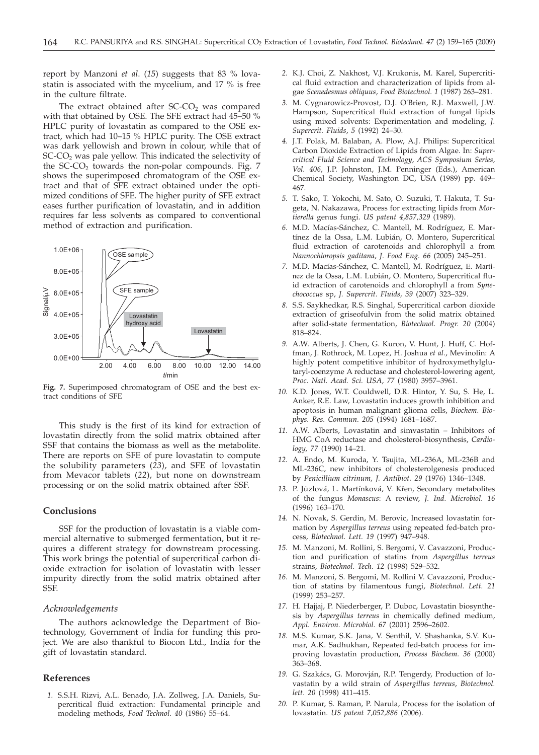report by Manzoni *et al.* (*15*) suggests that 83 % lovastatin is associated with the mycelium, and 17 % is free in the culture filtrate.

The extract obtained after SC-$CO_2$ was compared with that obtained by OSE. The SFE extract had 45–50 % HPLC purity of lovastatin as compared to the OSE extract, which had 10–15 % HPLC purity. The OSE extract was dark yellowish and brown in colour, while that of SC-$CO_2$ was pale yellow. This indicated the selectivity of the SC-$CO_2$ towards the non-polar compounds. Fig. 7 shows the superimposed chromatogram of the OSE extract and that of SFE extract obtained under the optimized conditions of SFE. The higher purity of SFE extract eases further purification of lovastatin, and in addition requires far less solvents as compared to conventional method of extraction and purification.

**Fig. 7.** Superimposed chromatogram of OSE and the best extract conditions of SFE

This study is the first of its kind for extraction of lovastatin directly from the solid matrix obtained after SSF that contains the biomass as well as the metabolite. There are reports on SFE of pure lovastatin to compute the solubility parameters (*23*), and SFE of lovastatin from Mevacor tablets (*22*), but none on downstream processing or on the solid matrix obtained after SSF.

## Conclusions

SSF for the production of lovastatin is a viable commercial alternative to submerged fermentation, but it requires a different strategy for downstream processing. This work brings the potential of supercritical carbon dioxide extraction for isolation of lovastatin with lesser impurity directly from the solid matrix obtained after SSF.

### *Acknowledgements*

The authors acknowledge the Department of Biotechnology, Government of India for funding this project. We are also thankful to Biocon Ltd., India for the gift of lovastatin standard.

## References

1. S.S.H. Rizvi, A.L. Benado, J.A. Zollweg, J.A. Daniels, Supercritical fluid extraction: Fundamental principle and modeling methods, *Food Technol. 40* (1986) 55–64.
2. K.J. Choi, Z. Nakhost, V.J. Krukonis, M. Karel, Supercritical fluid extraction and characterization of lipids from algae *Scenedesmus obliquus*, *Food Biotechnol. 1* (1987) 263–281.
3. M. Cygnarowicz-Provost, D.J. O'Brien, R.J. Maxwell, J.W. Hampson, Supercritical fluid extraction of fungal lipids using mixed solvents: Experimentation and modeling, *J. Supercrit. Fluids*, *5* (1992) 24–30.
4. J.T. Polak, M. Balaban, A. Plow, A.J. Philips: Supercritical Carbon Dioxide Extraction of Lipids from Algae. In: *Supercritical Fluid Science and Technology*, *ACS Symposium Series*, *Vol. 406*, J.P. Johnston, J.M. Penninger (Eds.), American Chemical Society, Washington DC, USA (1989) pp. 449–467.
5. T. Sako, T. Yokochi, M. Sato, O. Suzuki, T. Hakuta, T. Sugeta, N. Nakazawa, Process for extracting lipids from *Mortierella* genus fungi. *US patent 4,857,329* (1989).
6. M.D. Macías-Sánchez, C. Mantell, M. Rodríguez, E. Martínez de la Ossa, L.M. Lubián, O. Montero, Supercritical fluid extraction of carotenoids and chlorophyll a from *Nannochloropsis gaditana*, *J. Food Eng. 66* (2005) 245–251.
7. M.D. Macías-Sánchez, C. Mantell, M. Rodríguez, E. Martinez de la Ossa, L.M. Lubián, O. Montero, Supercritical fluid extraction of carotenoids and chlorophyll a from *Synechococcus* sp, *J. Supercrit. Fluids, 39* (2007) 323–329.
8. S.S. Saykhedkar, R.S. Singhal, Supercritical carbon dioxide extraction of griseofulvin from the solid matrix obtained after solid-state fermentation, *Biotechnol. Progr. 20* (2004) 818–824.
9. A.W. Alberts, J. Chen, G. Kuron, V. Hunt, J. Huff, C. Hoffman, J. Rothrock, M. Lopez, H. Joshua *et al.*, Mevinolin: A highly potent competitive inhibitor of hydroxymethylglutaryl-coenzyme A reductase and cholesterol-lowering agent, *Proc. Natl. Acad. Sci. USA*, *77* (1980) 3957–3961.
10. K.D. Jones, W.T. Couldwell, D.R. Hintor, Y. Su, S. He, L. Anker, R.E. Law, Lovastatin induces growth inhibition and apoptosis in human malignant glioma cells, *Biochem. Biophys. Res. Commun. 205* (1994) 1681–1687.
11. A.W. Alberts, Lovastatin and simvastatin – Inhibitors of HMG CoA reductase and cholesterol-biosynthesis, *Cardiology, 77* (1990) 14–21.
12. A. Endo, M. Kuroda, Y. Tsujita, ML-236A, ML-236B and ML-236C, new inhibitors of cholesterolgenesis produced by *Penicillium citrinum, J. Antibiot. 29* (1976) 1346–1348.
13. P. Júzlová, L. Martínková, V. Křen, Secondary metabolites of the fungus *Monascus*: A review, *J. Ind. Microbiol. 16* (1996) 163–170.
14. N. Novak, S. Gerdin, M. Berovic, Increased lovastatin formation by *Aspergillus terreus* using repeated fed-batch process, *Biotechnol. Lett. 19* (1997) 947–948.
15. M. Manzoni, M. Rollini, S. Bergomi, V. Cavazzoni, Production and purification of statins from *Aspergillus terreus* strains, *Biotechnol. Tech. 12* (1998) 529–532.
16. M. Manzoni, S. Bergomi, M. Rollini V. Cavazzoni, Production of statins by filamentous fungi, *Biotechnol. Lett. 21* (1999) 253–257.
17. H. Hajjaj, P. Niederberger, P. Duboc, Lovastatin biosynthesis by *Aspergillus terreus* in chemically defined medium, *Appl. Environ. Microbiol. 67* (2001) 2596–2602.
18. M.S. Kumar, S.K. Jana, V. Senthil, V. Shashanka, S.V. Kumar, A.K. Sadhukhan, Repeated fed-batch process for improving lovastatin production, *Process Biochem. 36* (2000) 363–368.
19. G. Szakács, G. Morovján, R.P. Tengerdy, Production of lovastatin by a wild strain of *Aspergillus terreus*, *Biotechnol. lett*. *20* (1998) 411–415.
20. P. Kumar, S. Raman, P. Narula, Process for the isolation of lovastatin. *US patent 7,052,886* (2006).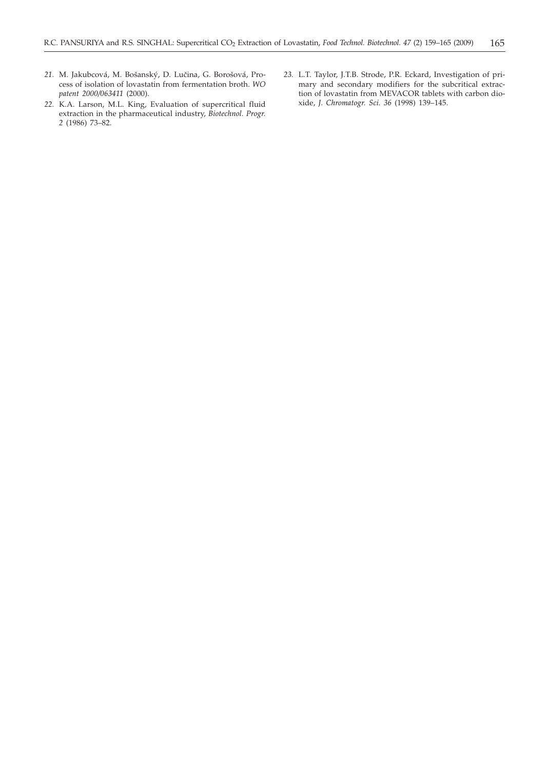*21.* M. Jakubcová, M. Bošanský, D. Lučina, G. Borošová, Process of isolation of lovastatin from fermentation broth. *WO patent 2000/063411* (2000).

*22.* K.A. Larson, M.L. King, Evaluation of supercritical fluid extraction in the pharmaceutical industry, *Biotechnol. Progr. 2* (1986) 73–82.

*23.* L.T. Taylor, J.T.B. Strode, P.R. Eckard, Investigation of primary and secondary modifiers for the subcritical extraction of lovastatin from MEVACOR tablets with carbon dioxide, *J. Chromatogr. Sci. 36* (1998) 139–145.